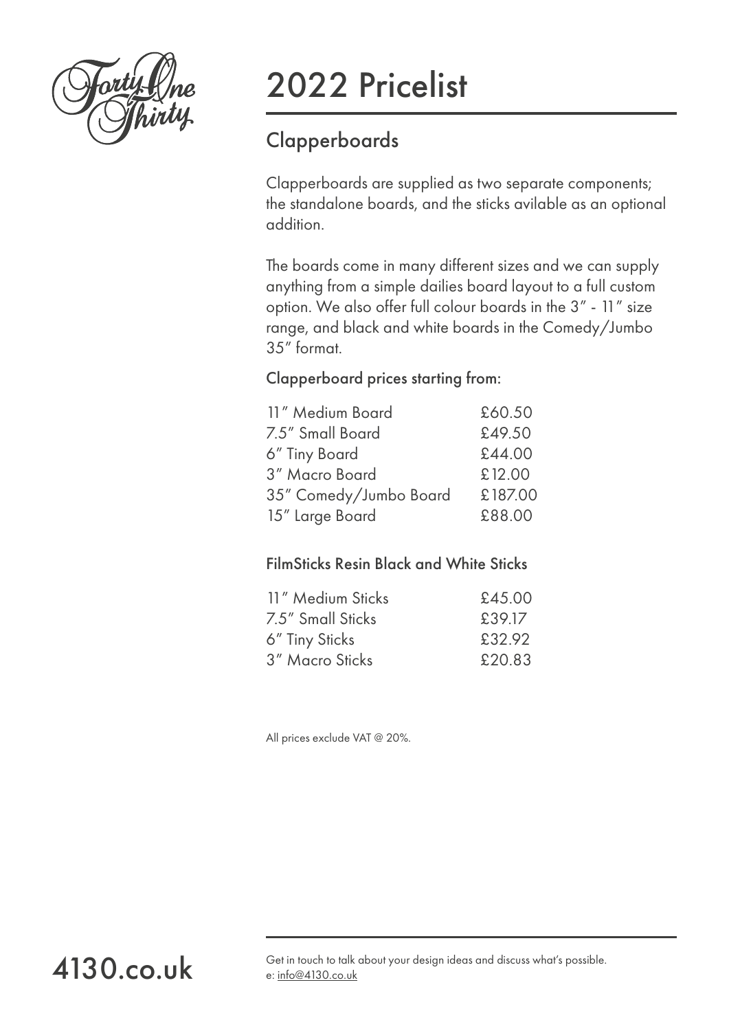# 2022 Pricelist

## Clapperboards

Clapperboards are supplied as two separate components; the standalone boards, and the sticks avilable as an optional addition.

The boards come in many different sizes and we can supply anything from a simple dailies board layout to a full custom option. We also offer full colour boards in the 3" - 11" size range, and black and white boards in the Comedy/Jumbo 35" format.

### Clapperboard prices starting from:

| | |
|---|---|
| 11" Medium Board | £60.50 |
| 7.5" Small Board | £49.50 |
| 6" Tiny Board | £44.00 |
| 3" Macro Board | £12.00 |
| 35" Comedy/Jumbo Board | £187.00 |
| 15" Large Board | £88.00 |

### FilmSticks Resin Black and White Sticks

| | |
|---|---|
| 11" Medium Sticks | £45.00 |
| 7.5" Small Sticks | £39.17 |
| 6" Tiny Sticks | £32.92 |
| 3" Macro Sticks | £20.83 |

All prices exclude VAT @ 20%.

4130.co.uk

Get in touch to talk about your design ideas and discuss what's possible.
e: info@4130.co.uk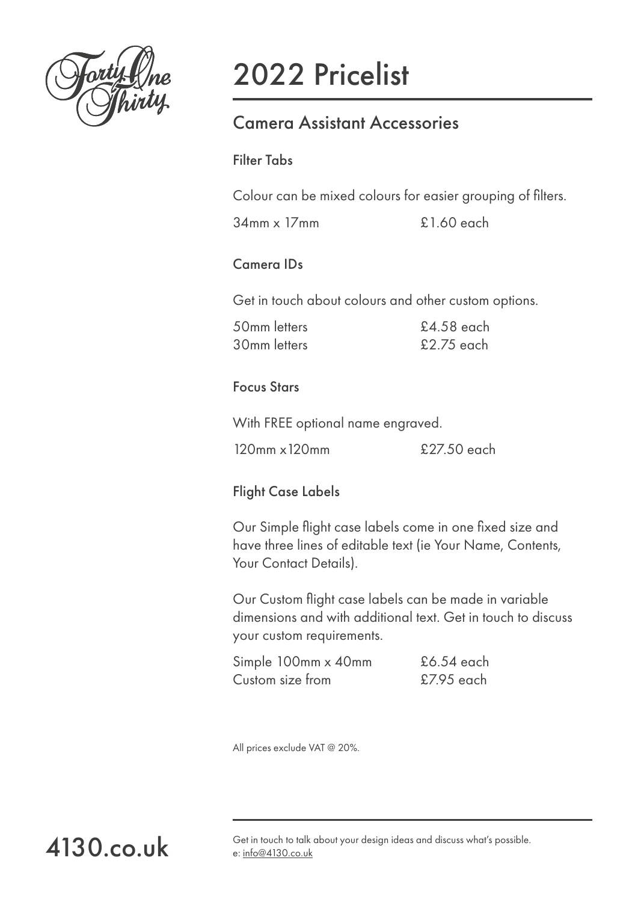# 2022 Pricelist

## Camera Assistant Accessories

### Filter Tabs

Colour can be mixed colours for easier grouping of filters.

| | |
|---|---|
| 34mm x 17mm | £1.60 each |

### Camera IDs

Get in touch about colours and other custom options.

| | |
|---|---|
| 50mm letters | £4.58 each |
| 30mm letters | £2.75 each |

### Focus Stars

With FREE optional name engraved.

| | |
|---|---|
| 120mm x120mm | £27.50 each |

### Flight Case Labels

Our Simple flight case labels come in one fixed size and have three lines of editable text (ie Your Name, Contents, Your Contact Details).

Our Custom flight case labels can be made in variable dimensions and with additional text. Get in touch to discuss your custom requirements.

| | |
|---|---|
| Simple 100mm x 40mm | £6.54 each |
| Custom size from | £7.95 each |

All prices exclude VAT @ 20%.

4130.co.uk

Get in touch to talk about your design ideas and discuss what's possible.
e: info@4130.co.uk